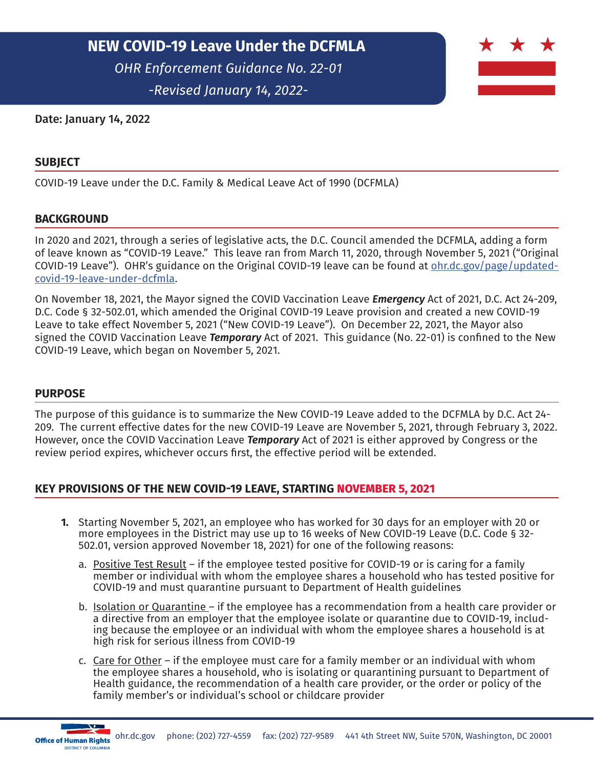# NEW COVID-19 Leave Under the DCFMLA

*OHR Enforcement Guidance No. 22-01*

*-Revised January 14, 2022-*

**Date: January 14, 2022**

## SUBJECT

COVID-19 Leave under the D.C. Family & Medical Leave Act of 1990 (DCFMLA)

## BACKGROUND

In 2020 and 2021, through a series of legislative acts, the D.C. Council amended the DCFMLA, adding a form of leave known as "COVID-19 Leave." This leave ran from March 11, 2020, through November 5, 2021 ("Original COVID-19 Leave"). OHR's guidance on the Original COVID-19 leave can be found at [ohr.dc.gov/page/updated-covid-19-leave-under-dcfmla](ohr.dc.gov/page/updated-covid-19-leave-under-dcfmla).

On November 18, 2021, the Mayor signed the COVID Vaccination Leave ***Emergency*** Act of 2021, D.C. Act 24-209, D.C. Code § 32-502.01, which amended the Original COVID-19 Leave provision and created a new COVID-19 Leave to take effect November 5, 2021 ("New COVID-19 Leave"). On December 22, 2021, the Mayor also signed the COVID Vaccination Leave ***Temporary*** Act of 2021. This guidance (No. 22-01) is confined to the New COVID-19 Leave, which began on November 5, 2021.

## PURPOSE

The purpose of this guidance is to summarize the New COVID-19 Leave added to the DCFMLA by D.C. Act 24-209. The current effective dates for the new COVID-19 Leave are November 5, 2021, through February 3, 2022. However, once the COVID Vaccination Leave ***Temporary*** Act of 2021 is either approved by Congress or the review period expires, whichever occurs first, the effective period will be extended.

## KEY PROVISIONS OF THE NEW COVID-19 LEAVE, STARTING NOVEMBER 5, 2021

1. Starting November 5, 2021, an employee who has worked for 30 days for an employer with 20 or more employees in the District may use up to 16 weeks of New COVID-19 Leave (D.C. Code § 32-502.01, version approved November 18, 2021) for one of the following reasons:

    a. Positive Test Result – if the employee tested positive for COVID-19 or is caring for a family member or individual with whom the employee shares a household who has tested positive for COVID-19 and must quarantine pursuant to Department of Health guidelines

    b. Isolation or Quarantine – if the employee has a recommendation from a health care provider or a directive from an employer that the employee isolate or quarantine due to COVID-19, including because the employee or an individual with whom the employee shares a household is at high risk for serious illness from COVID-19

    c. Care for Other – if the employee must care for a family member or an individual with whom the employee shares a household, who is isolating or quarantining pursuant to Department of Health guidance, the recommendation of a health care provider, or the order or policy of the family member's or individual's school or childcare provider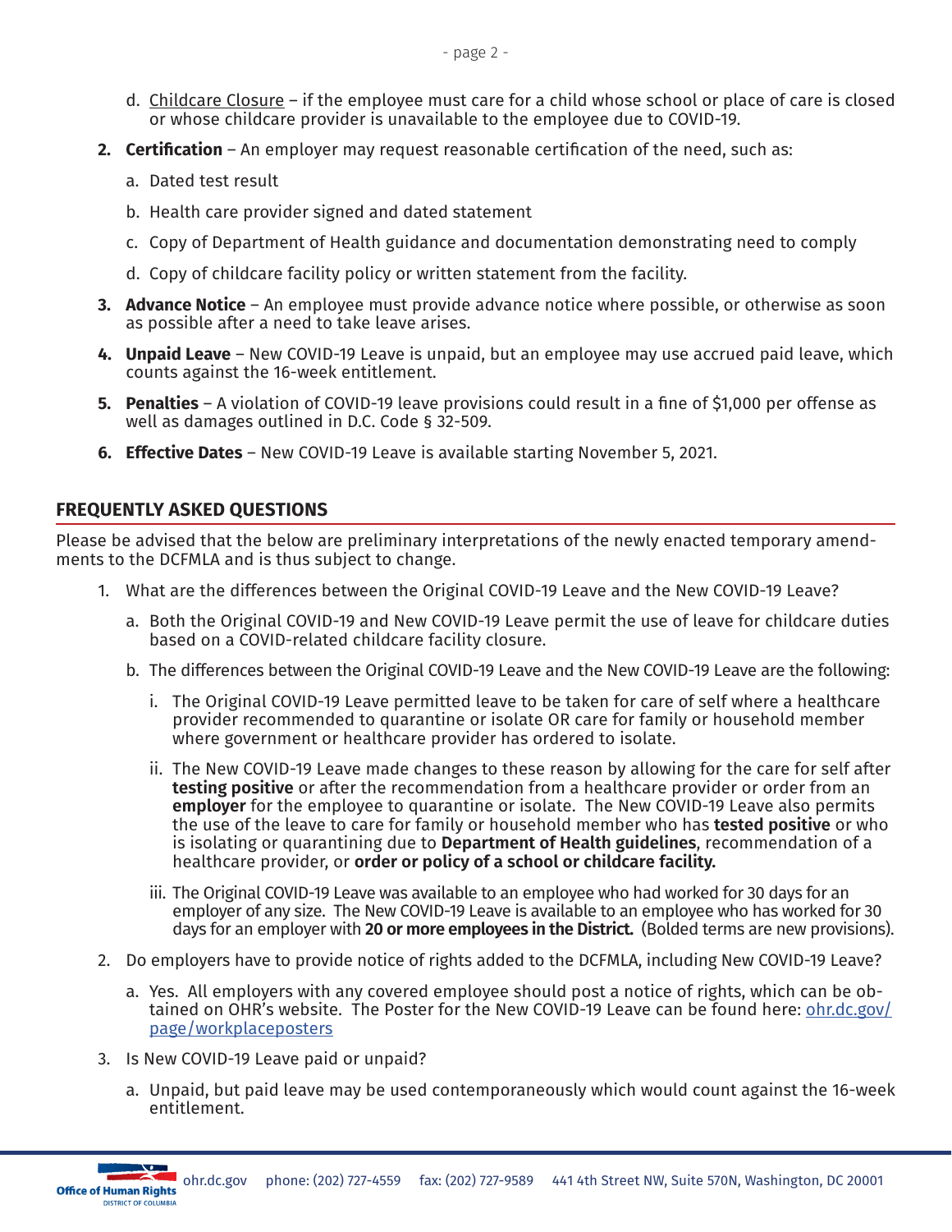d. <u>Childcare Closure</u> – if the employee must care for a child whose school or place of care is closed or whose childcare provider is unavailable to the employee due to COVID-19.

2. **Certification** – An employer may request reasonable certification of the need, such as:

   a. Dated test result

   b. Health care provider signed and dated statement

   c. Copy of Department of Health guidance and documentation demonstrating need to comply

   d. Copy of childcare facility policy or written statement from the facility.

3. **Advance Notice** – An employee must provide advance notice where possible, or otherwise as soon as possible after a need to take leave arises.

4. **Unpaid Leave** – New COVID-19 Leave is unpaid, but an employee may use accrued paid leave, which counts against the 16-week entitlement.

5. **Penalties** – A violation of COVID-19 leave provisions could result in a fine of $1,000 per offense as well as damages outlined in D.C. Code § 32-509.

6. **Effective Dates** – New COVID-19 Leave is available starting November 5, 2021.

## FREQUENTLY ASKED QUESTIONS

Please be advised that the below are preliminary interpretations of the newly enacted temporary amendments to the DCFMLA and is thus subject to change.

1. What are the differences between the Original COVID-19 Leave and the New COVID-19 Leave?

   a. Both the Original COVID-19 and New COVID-19 Leave permit the use of leave for childcare duties based on a COVID-related childcare facility closure.

   b. The differences between the Original COVID-19 Leave and the New COVID-19 Leave are the following:

      i. The Original COVID-19 Leave permitted leave to be taken for care of self where a healthcare provider recommended to quarantine or isolate OR care for family or household member where government or healthcare provider has ordered to isolate.

      ii. The New COVID-19 Leave made changes to these reason by allowing for the care for self after **testing positive** or after the recommendation from a healthcare provider or order from an **employer** for the employee to quarantine or isolate. The New COVID-19 Leave also permits the use of the leave to care for family or household member who has **tested positive** or who is isolating or quarantining due to **Department of Health guidelines**, recommendation of a healthcare provider, or **order or policy of a school or childcare facility.**

      iii. The Original COVID-19 Leave was available to an employee who had worked for 30 days for an employer of any size. The New COVID-19 Leave is available to an employee who has worked for 30 days for an employer with **20 or more employees in the District.** (Bolded terms are new provisions).

2. Do employers have to provide notice of rights added to the DCFMLA, including New COVID-19 Leave?

   a. Yes. All employers with any covered employee should post a notice of rights, which can be obtained on OHR's website. The Poster for the New COVID-19 Leave can be found here: [ohr.dc.gov/page/workplaceposters](ohr.dc.gov/page/workplaceposters)

3. Is New COVID-19 Leave paid or unpaid?

   a. Unpaid, but paid leave may be used contemporaneously which would count against the 16-week entitlement.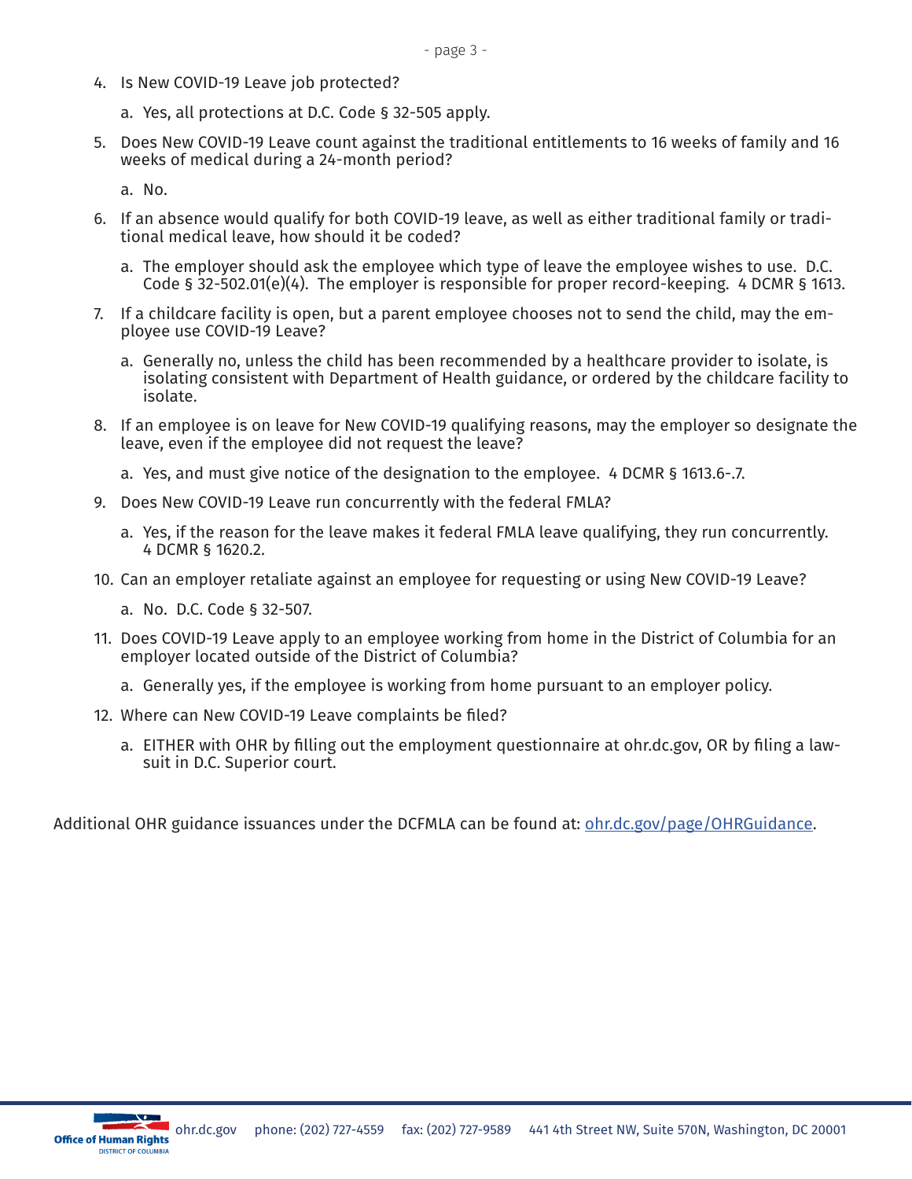4. Is New COVID-19 Leave job protected?

   a. Yes, all protections at D.C. Code § 32-505 apply.

5. Does New COVID-19 Leave count against the traditional entitlements to 16 weeks of family and 16 weeks of medical during a 24-month period?

   a. No.

6. If an absence would qualify for both COVID-19 leave, as well as either traditional family or traditional medical leave, how should it be coded?

   a. The employer should ask the employee which type of leave the employee wishes to use. D.C. Code § 32-502.01(e)(4). The employer is responsible for proper record-keeping. 4 DCMR § 1613.

7. If a childcare facility is open, but a parent employee chooses not to send the child, may the employee use COVID-19 Leave?

   a. Generally no, unless the child has been recommended by a healthcare provider to isolate, is isolating consistent with Department of Health guidance, or ordered by the childcare facility to isolate.

8. If an employee is on leave for New COVID-19 qualifying reasons, may the employer so designate the leave, even if the employee did not request the leave?

   a. Yes, and must give notice of the designation to the employee. 4 DCMR § 1613.6-.7.

9. Does New COVID-19 Leave run concurrently with the federal FMLA?

   a. Yes, if the reason for the leave makes it federal FMLA leave qualifying, they run concurrently. 4 DCMR § 1620.2.

10. Can an employer retaliate against an employee for requesting or using New COVID-19 Leave?

    a. No. D.C. Code § 32-507.

11. Does COVID-19 Leave apply to an employee working from home in the District of Columbia for an employer located outside of the District of Columbia?

    a. Generally yes, if the employee is working from home pursuant to an employer policy.

12. Where can New COVID-19 Leave complaints be filed?

    a. EITHER with OHR by filling out the employment questionnaire at ohr.dc.gov, OR by filing a lawsuit in D.C. Superior court.

Additional OHR guidance issuances under the DCFMLA can be found at: [ohr.dc.gov/page/OHRGuidance](ohr.dc.gov/page/OHRGuidance).

Office of Human Rights DISTRICT OF COLUMBIA ohr.dc.gov phone: (202) 727-4559 fax: (202) 727-9589 441 4th Street NW, Suite 570N, Washington, DC 20001